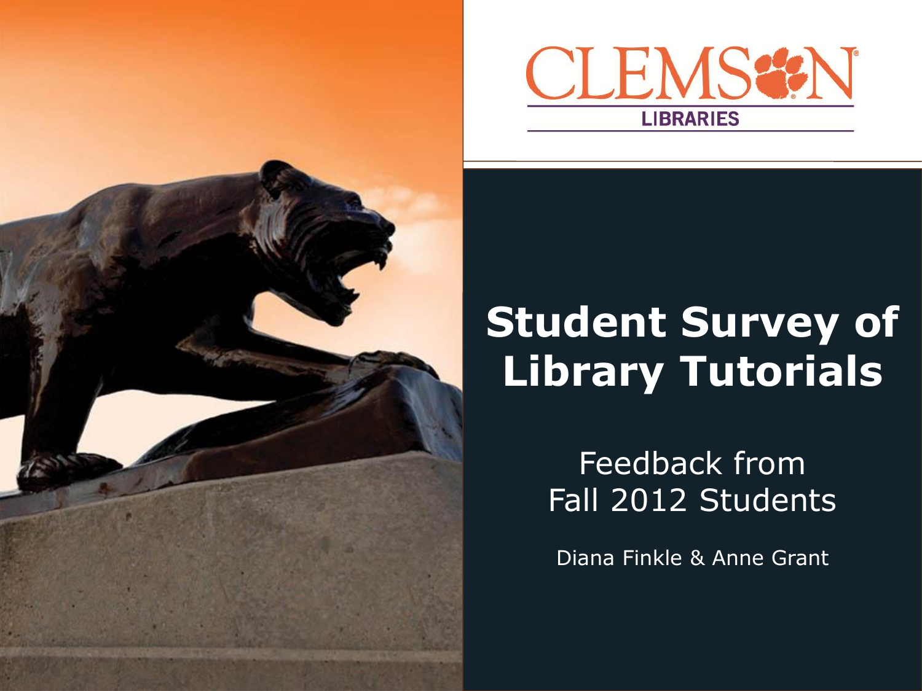CLEMSON LIBRARIES

# Student Survey of Library Tutorials

## Feedback from Fall 2012 Students

Diana Finkle & Anne Grant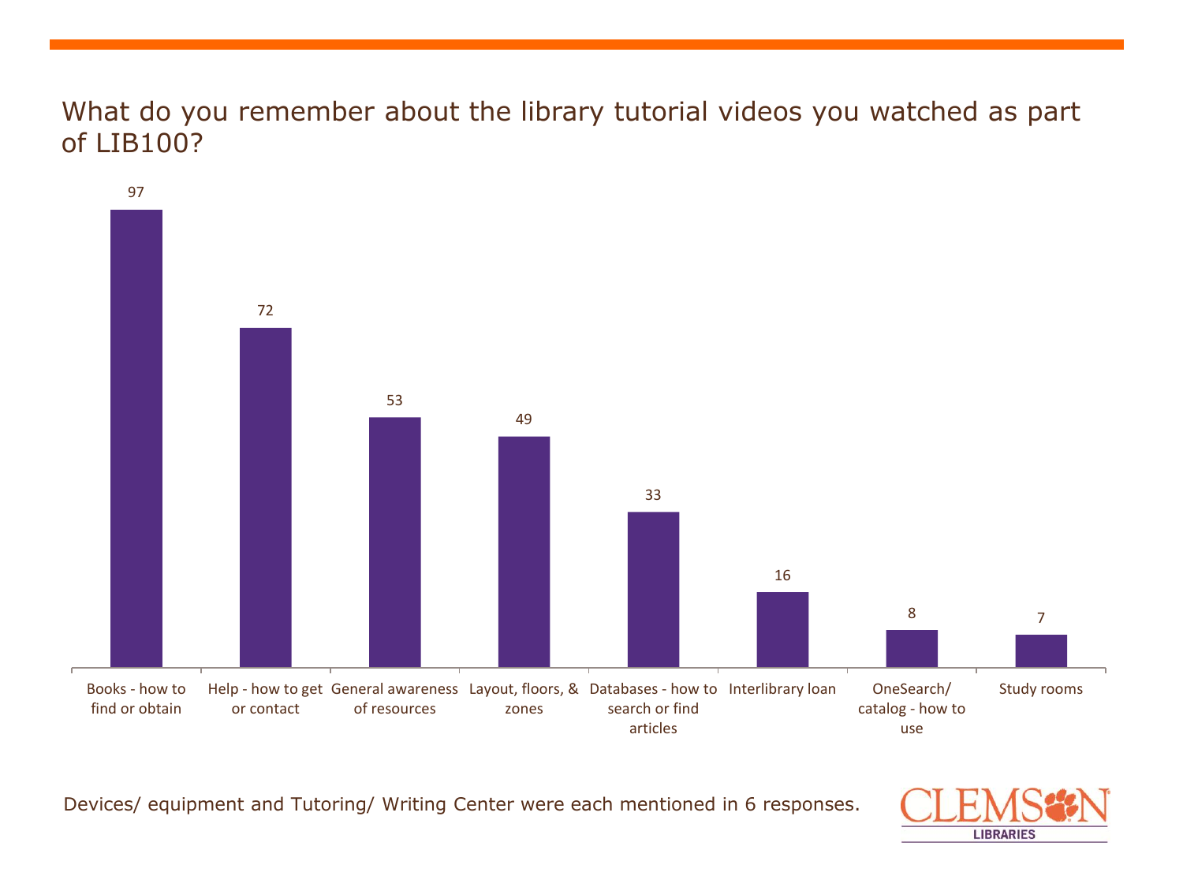## What do you remember about the library tutorial videos you watched as part of LIB100?

| Category | Responses |
|---|---|
| Books - how to find or obtain | 97 |
| Help - how to get or contact | 72 |
| General awareness of resources | 53 |
| Layout, floors, & zones | 49 |
| Databases - how to search or find articles | 33 |
| Interlibrary loan | 16 |
| OneSearch/ catalog - how to use | 8 |
| Study rooms | 7 |

Devices/ equipment and Tutoring/ Writing Center were each mentioned in 6 responses.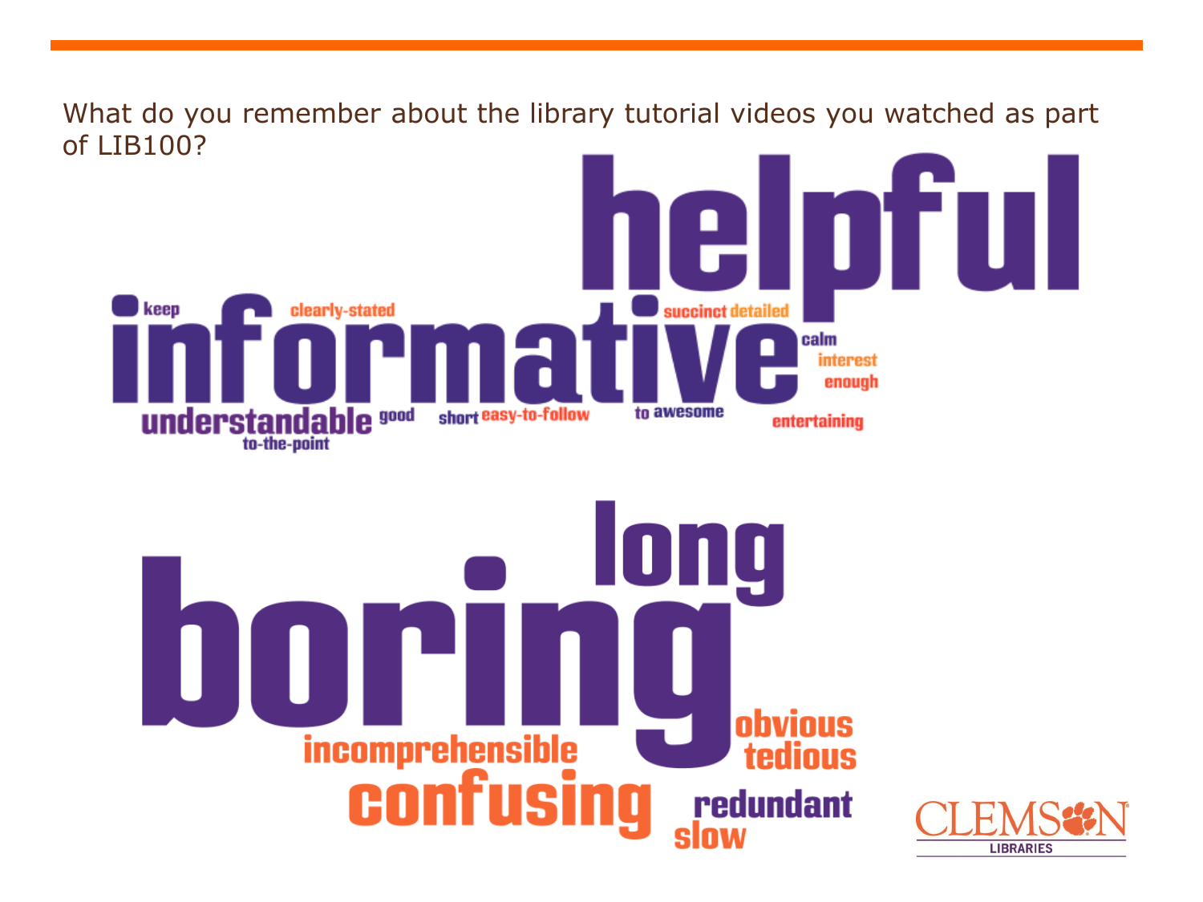What do you remember about the library tutorial videos you watched as part of LIB100?

helpful

keep informative clearly-stated succinct detailed calm interest enough

understandable good short easy-to-follow to awesome entertaining

to-the-point

long

boring

obvious

incomprehensible tedious

confusing redundant

slow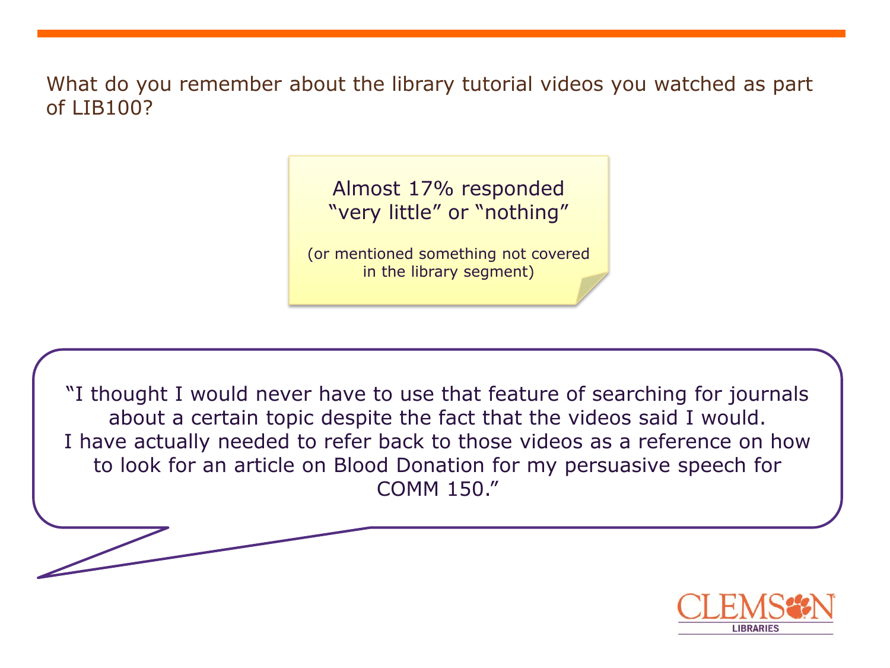What do you remember about the library tutorial videos you watched as part of LIB100?

Almost 17% responded "very little" or "nothing"

(or mentioned something not covered in the library segment)

"I thought I would never have to use that feature of searching for journals about a certain topic despite the fact that the videos said I would. I have actually needed to refer back to those videos as a reference on how to look for an article on Blood Donation for my persuasive speech for COMM 150."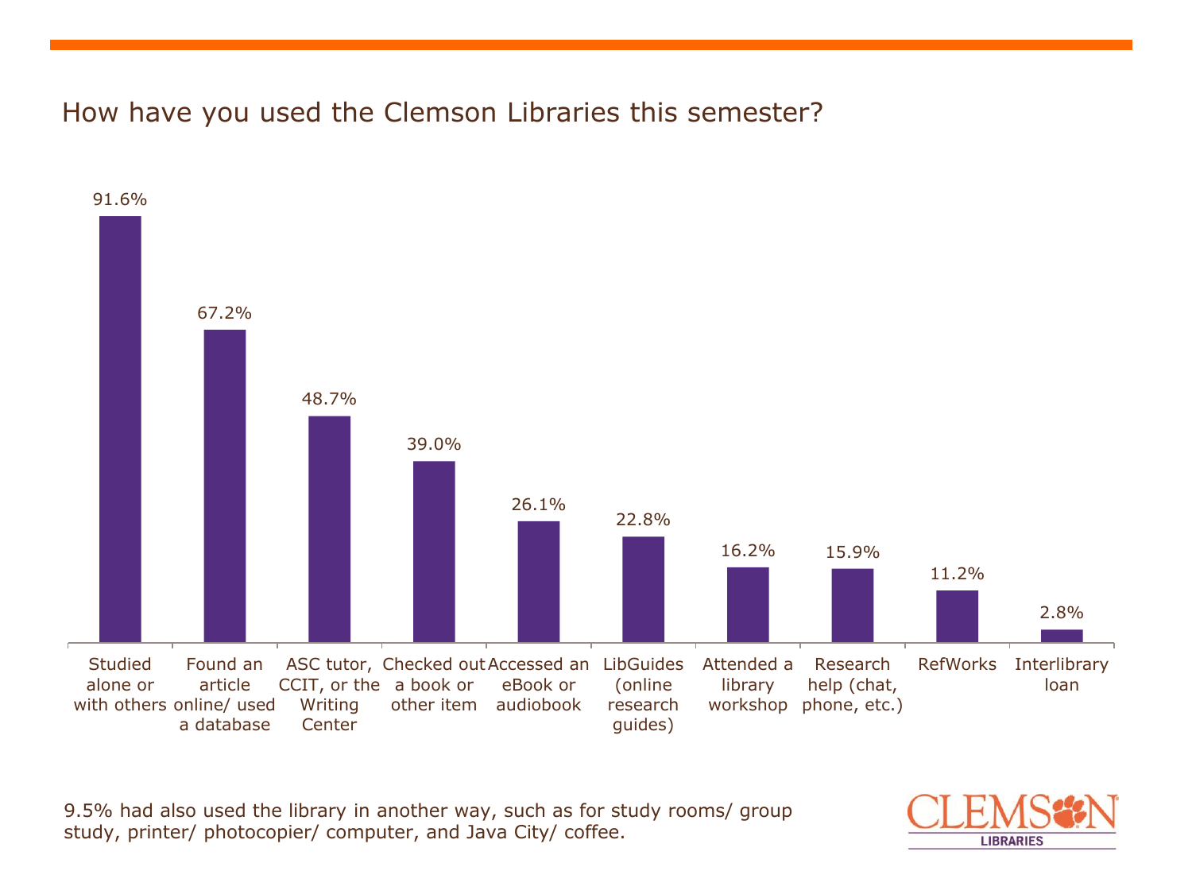## How have you used the Clemson Libraries this semester?

| Use | Percentage |
|---|---|
| Studied alone or with others | 91.6% |
| Found an article online/ used a database | 67.2% |
| ASC tutor, CCIT, or the Writing Center | 48.7% |
| Checked out a book or other item | 39.0% |
| Accessed an eBook or audiobook | 26.1% |
| LibGuides (online research guides) | 22.8% |
| Attended a library workshop | 16.2% |
| Research help (chat, phone, etc.) | 15.9% |
| RefWorks | 11.2% |
| Interlibrary loan | 2.8% |

9.5% had also used the library in another way, such as for study rooms/ group study, printer/ photocopier/ computer, and Java City/ coffee.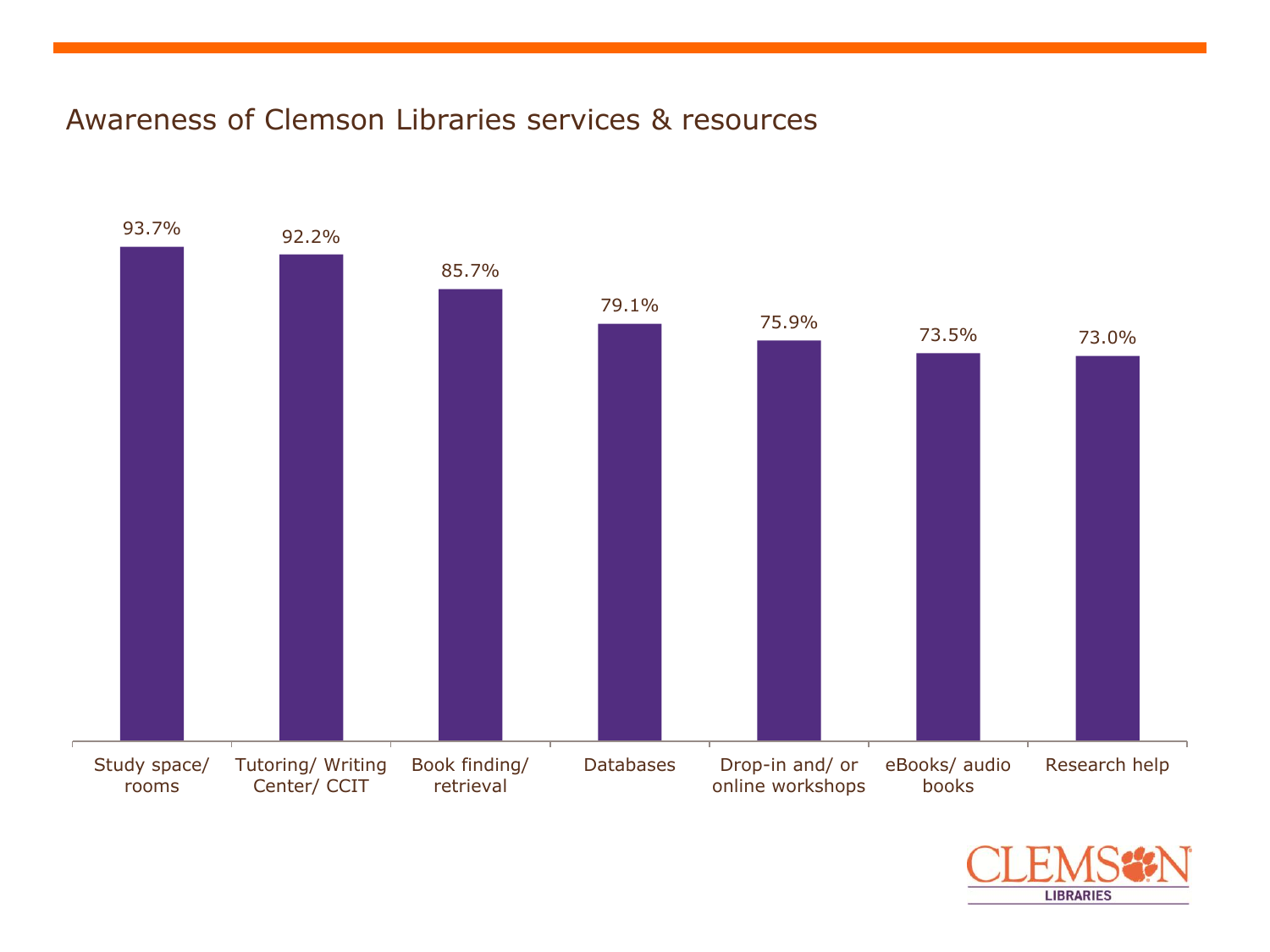# Awareness of Clemson Libraries services & resources

| Service/Resource | Awareness |
| --- | --- |
| Study space/ rooms | 93.7% |
| Tutoring/ Writing Center/ CCIT | 92.2% |
| Book finding/ retrieval | 85.7% |
| Databases | 79.1% |
| Drop-in and/ or online workshops | 75.9% |
| eBooks/ audio books | 73.5% |
| Research help | 73.0% |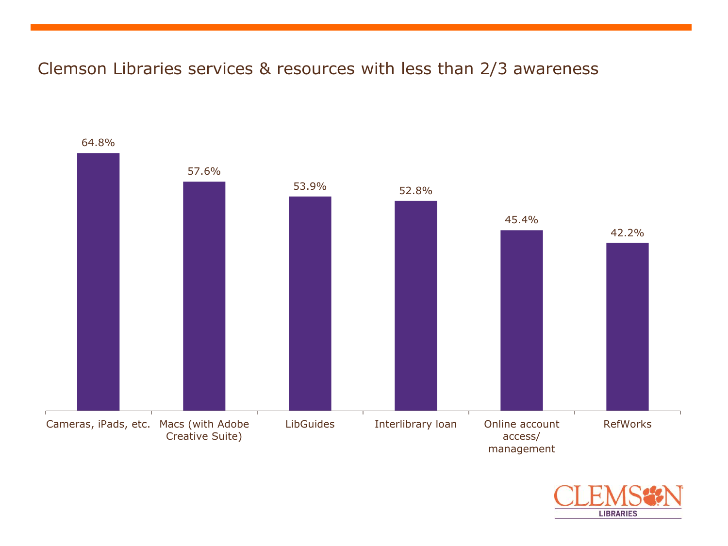# Clemson Libraries services & resources with less than 2/3 awareness

| Service/Resource | Awareness |
|---|---|
| Cameras, iPads, etc. | 64.8% |
| Macs (with Adobe Creative Suite) | 57.6% |
| LibGuides | 53.9% |
| Interlibrary loan | 52.8% |
| Online account access/ management | 45.4% |
| RefWorks | 42.2% |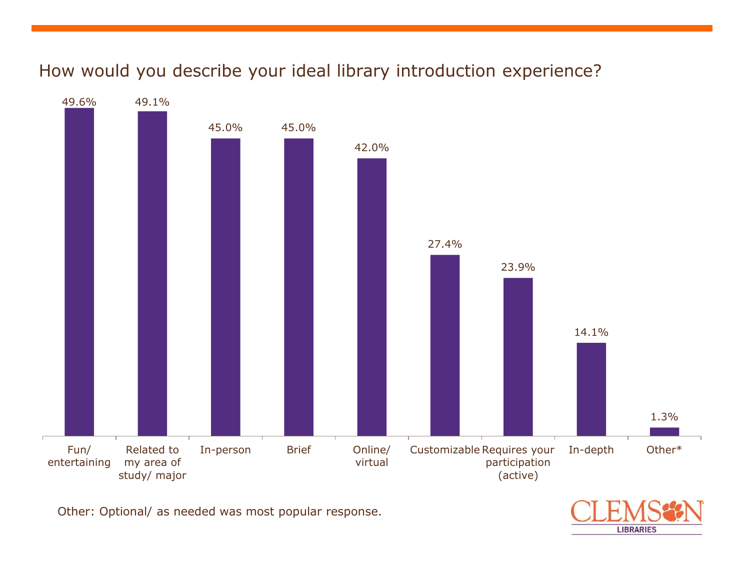## How would you describe your ideal library introduction experience?

| Response | Percentage |
|---|---|
| Fun/ entertaining | 49.6% |
| Related to my area of study/ major | 49.1% |
| In-person | 45.0% |
| Brief | 45.0% |
| Online/ virtual | 42.0% |
| Customizable | 27.4% |
| Requires your participation (active) | 23.9% |
| In-depth | 14.1% |
| Other* | 1.3% |

Other: Optional/ as needed was most popular response.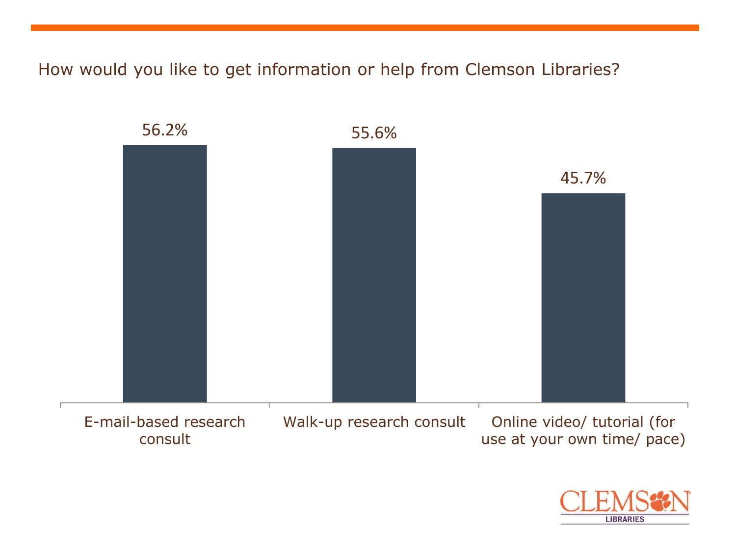How would you like to get information or help from Clemson Libraries?

| Option | Percentage |
| --- | --- |
| E-mail-based research consult | 56.2% |
| Walk-up research consult | 55.6% |
| Online video/ tutorial (for use at your own time/ pace) | 45.7% |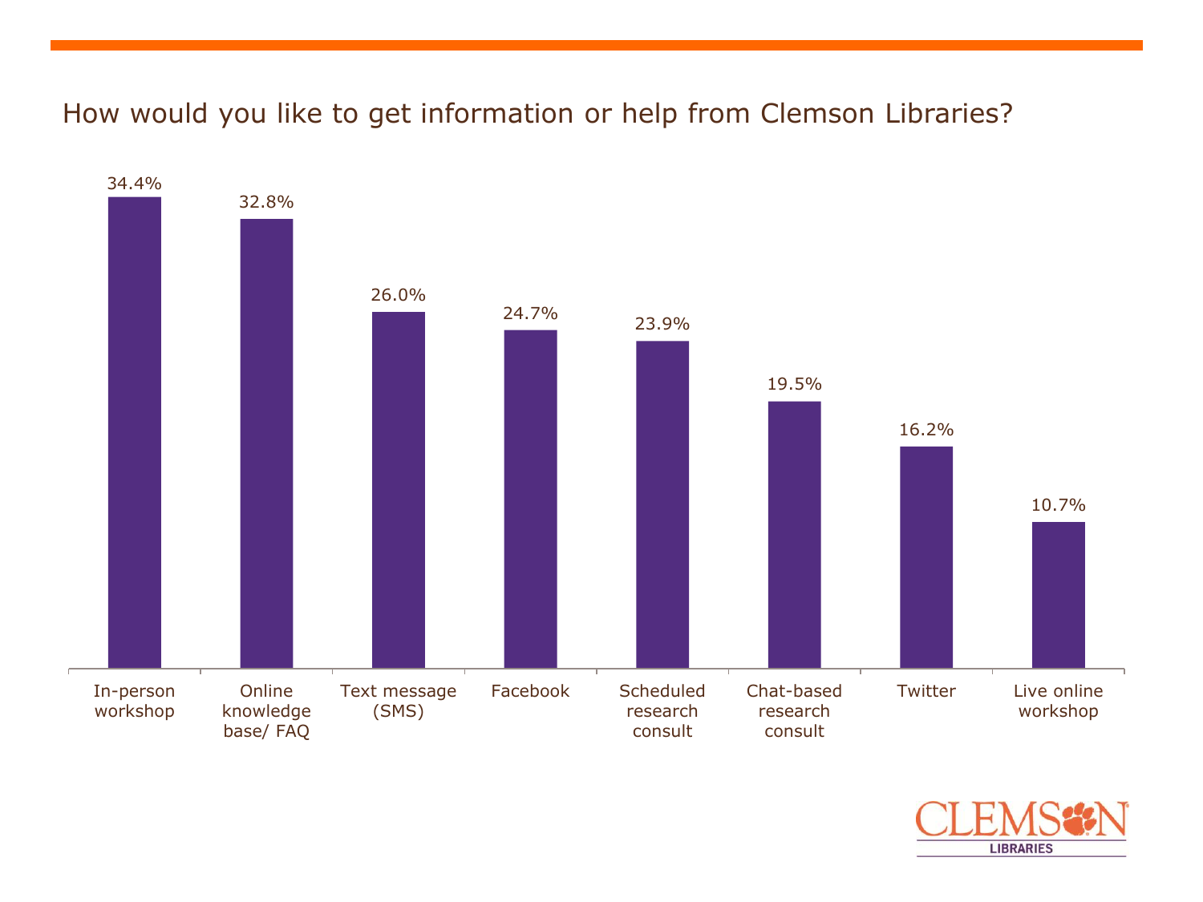## How would you like to get information or help from Clemson Libraries?

| Option | Percentage |
| --- | --- |
| In-person workshop | 34.4% |
| Online knowledge base/ FAQ | 32.8% |
| Text message (SMS) | 26.0% |
| Facebook | 24.7% |
| Scheduled research consult | 23.9% |
| Chat-based research consult | 19.5% |
| Twitter | 16.2% |
| Live online workshop | 10.7% |

CLEMSON LIBRARIES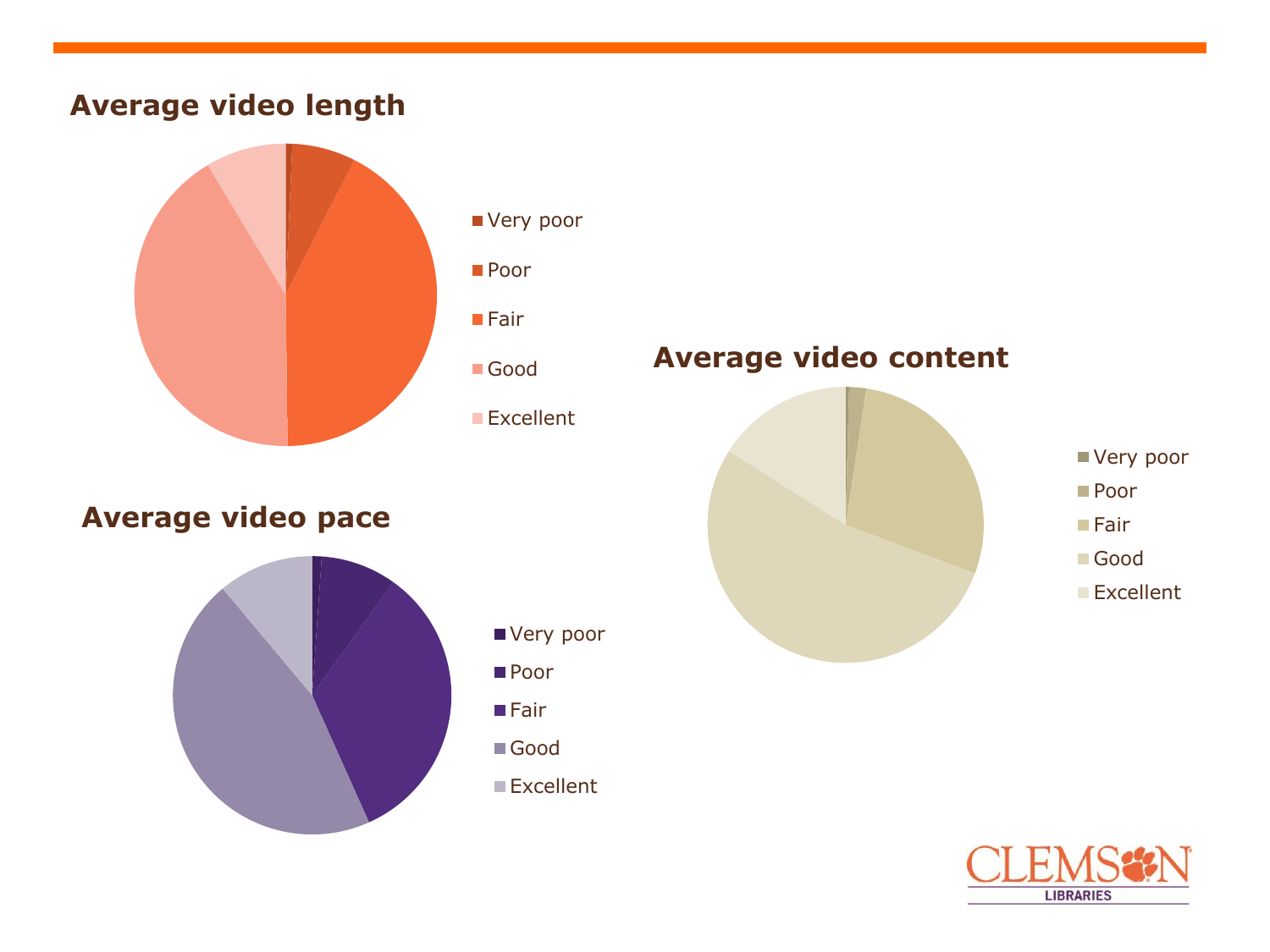## Average video length

- Very poor
- Poor
- Fair
- Good
- Excellent

## Average video content

- Very poor
- Poor
- Fair
- Good
- Excellent

## Average video pace

- Very poor
- Poor
- Fair
- Good
- Excellent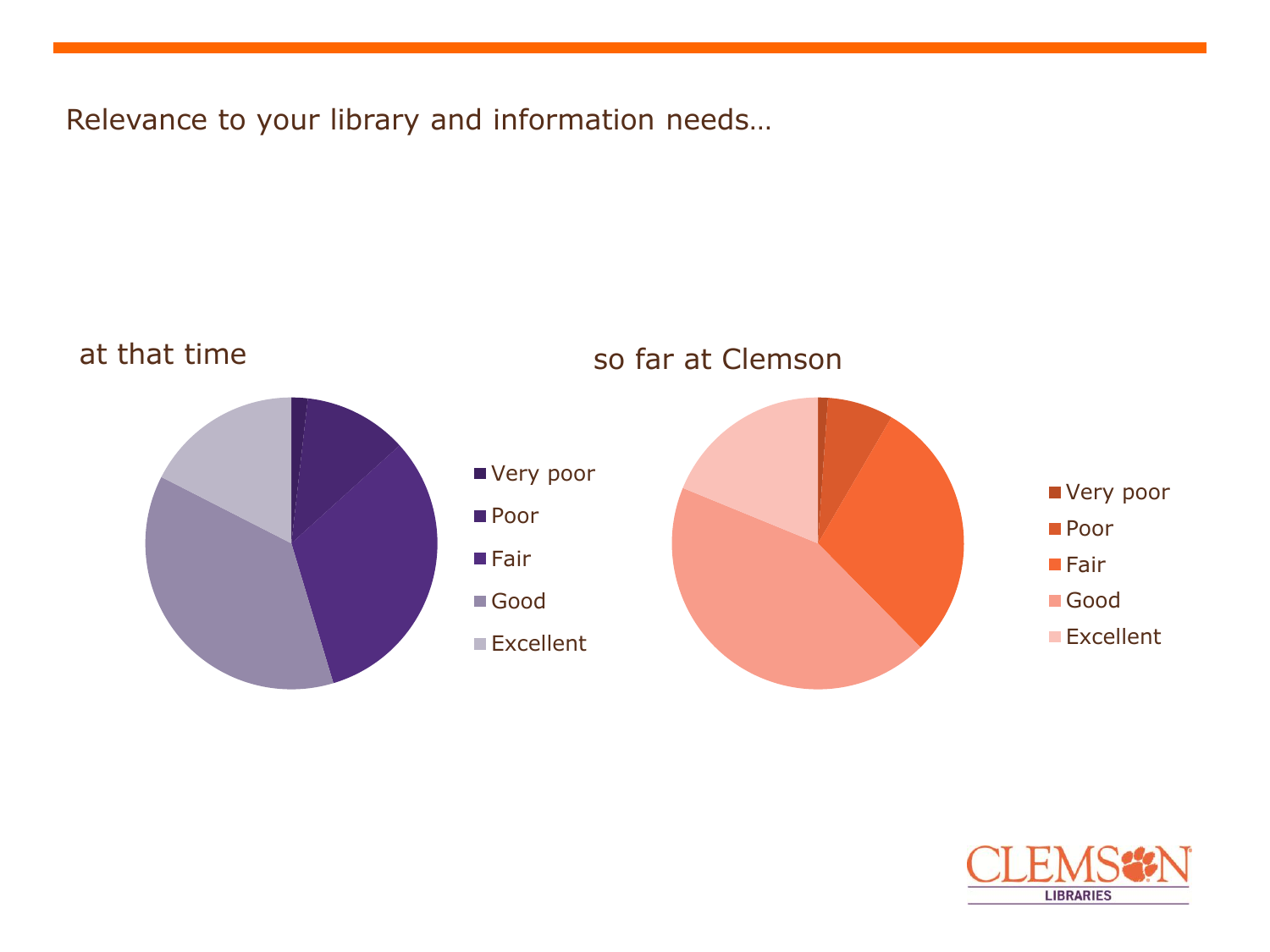Relevance to your library and information needs…

at that time

- Very poor
- Poor
- Fair
- Good
- Excellent

so far at Clemson

- Very poor
- Poor
- Fair
- Good
- Excellent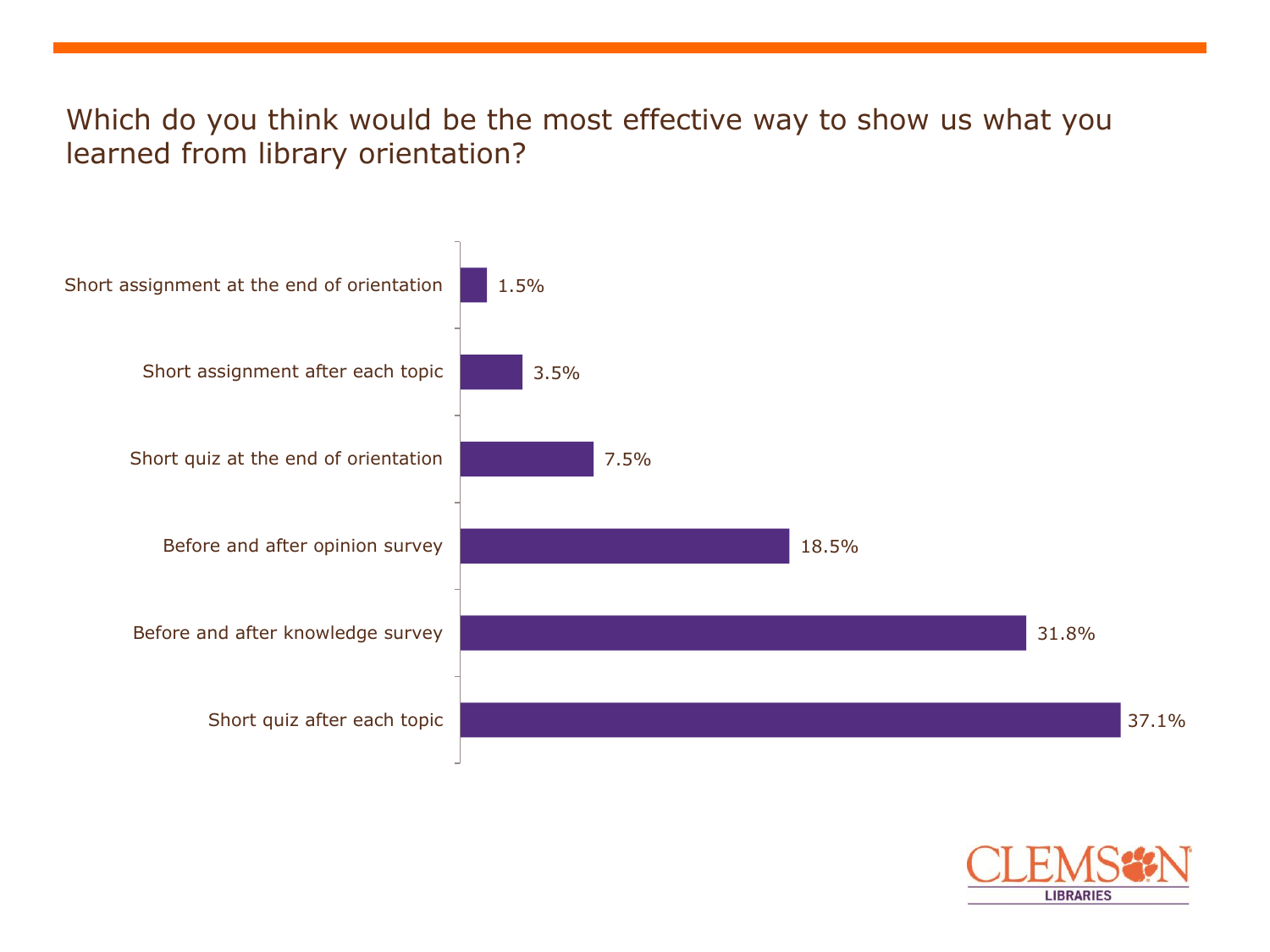## Which do you think would be the most effective way to show us what you learned from library orientation?

| Response | Percentage |
|---|---|
| Short assignment at the end of orientation | 1.5% |
| Short assignment after each topic | 3.5% |
| Short quiz at the end of orientation | 7.5% |
| Before and after opinion survey | 18.5% |
| Before and after knowledge survey | 31.8% |
| Short quiz after each topic | 37.1% |

CLEMSON LIBRARIES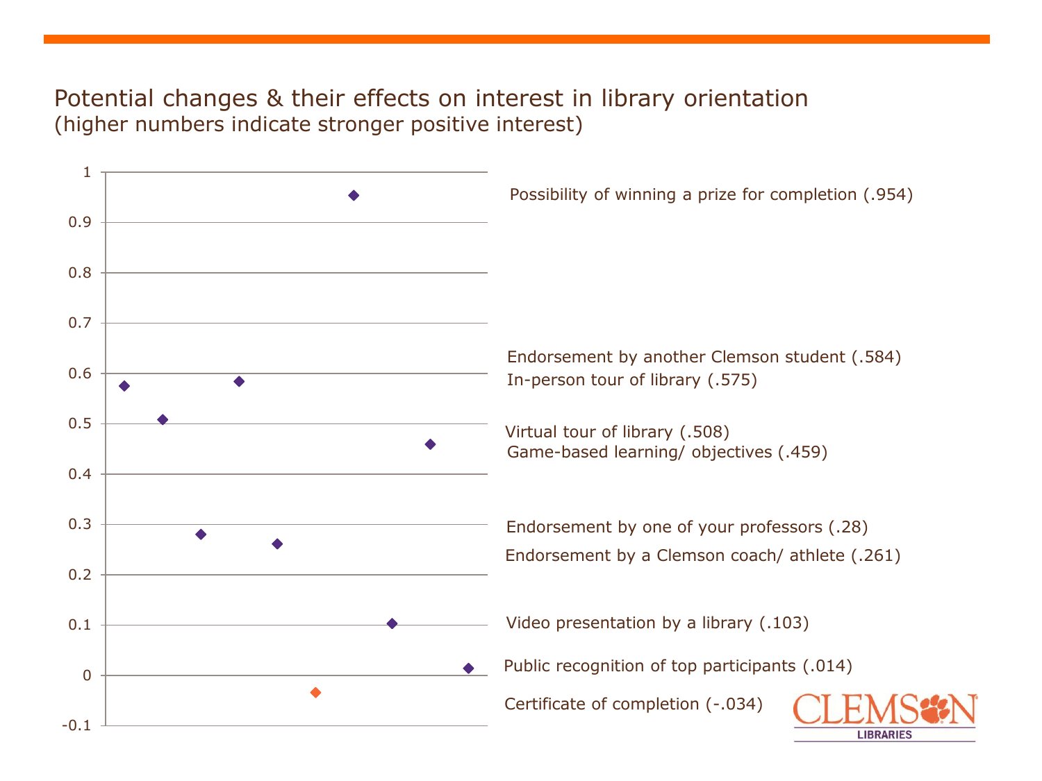# Potential changes & their effects on interest in library orientation
(higher numbers indicate stronger positive interest)

| Potential change | Value |
|---|---|
| Possibility of winning a prize for completion | .954 |
| Endorsement by another Clemson student | .584 |
| In-person tour of library | .575 |
| Virtual tour of library | .508 |
| Game-based learning/ objectives | .459 |
| Endorsement by one of your professors | .28 |
| Endorsement by a Clemson coach/ athlete | .261 |
| Video presentation by a library | .103 |
| Public recognition of top participants | .014 |
| Certificate of completion | -.034 |

CLEMSON LIBRARIES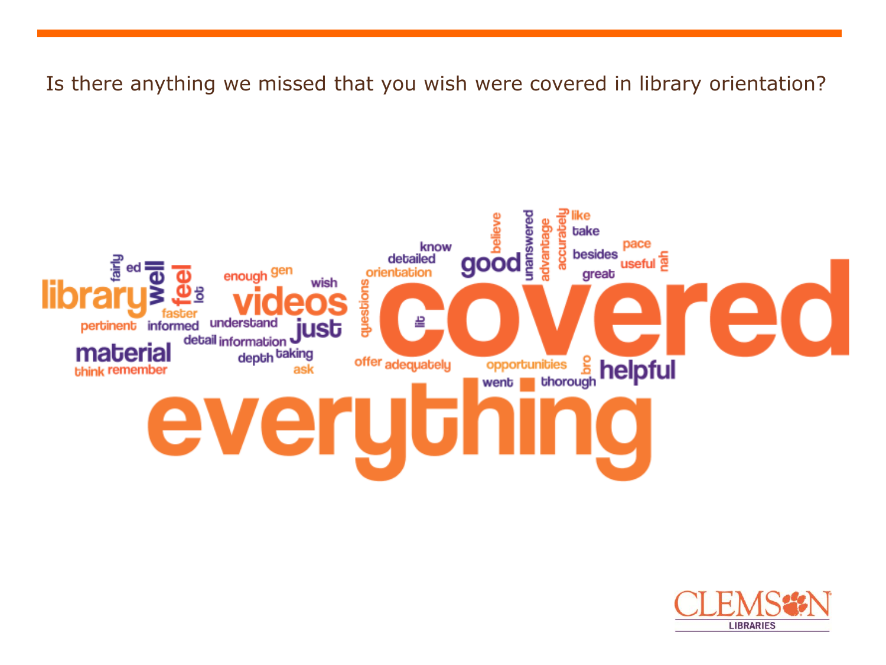Is there anything we missed that you wish were covered in library orientation?

library well feel fairly ed lot faster pertinent informed material think remember enough gen videos wish understand just detail information depth taking ask questions orientation detailed know lib covered good believe unanswered advantage accurately like take besides pace useful nah great offer adequately opportunities bro went thorough helpful everything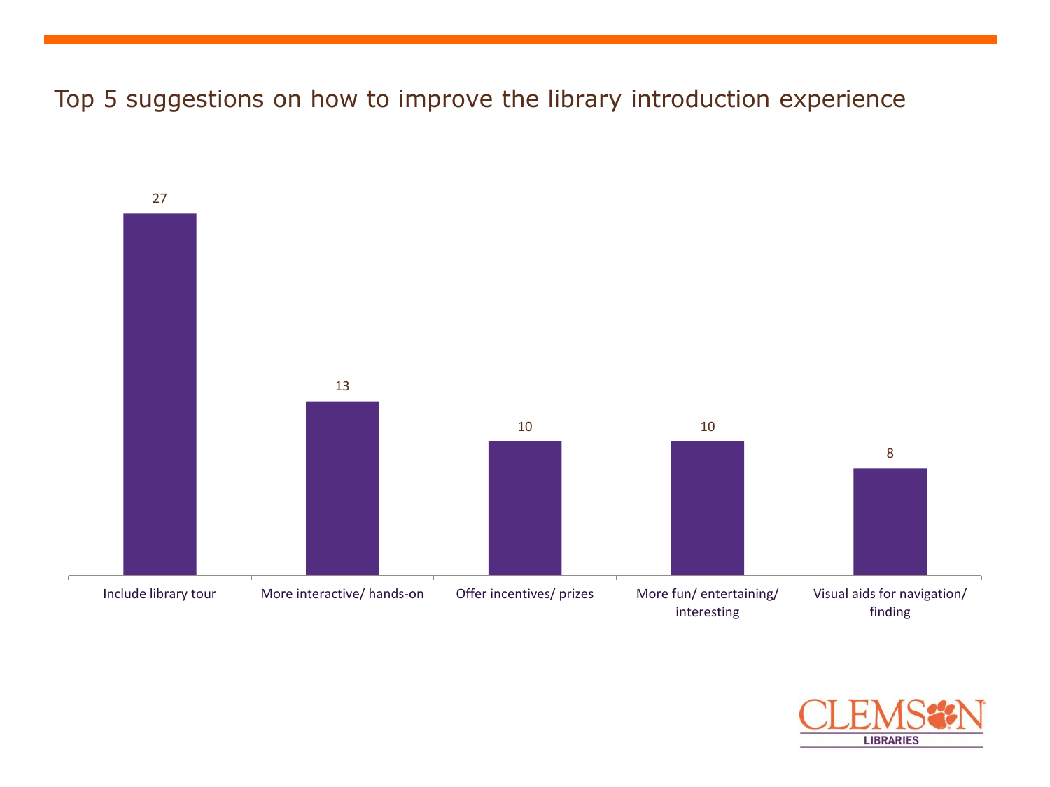# Top 5 suggestions on how to improve the library introduction experience

| Suggestion | Count |
|---|---|
| Include library tour | 27 |
| More interactive/ hands-on | 13 |
| Offer incentives/ prizes | 10 |
| More fun/ entertaining/ interesting | 10 |
| Visual aids for navigation/ finding | 8 |

CLEMSON LIBRARIES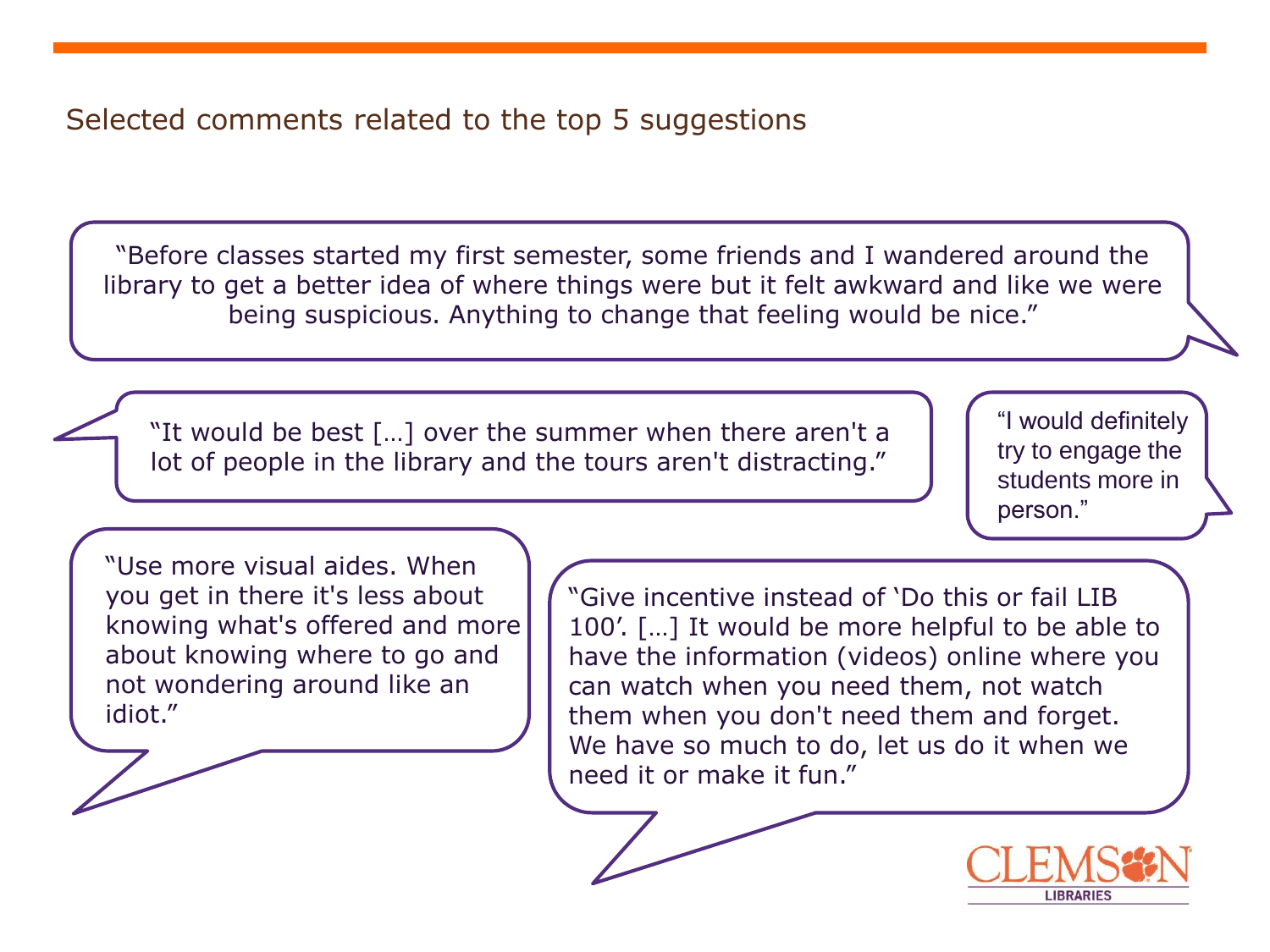## Selected comments related to the top 5 suggestions

"Before classes started my first semester, some friends and I wandered around the library to get a better idea of where things were but it felt awkward and like we were being suspicious. Anything to change that feeling would be nice."

"It would be best […] over the summer when there aren't a lot of people in the library and the tours aren't distracting."

"I would definitely try to engage the students more in person."

"Use more visual aides. When you get in there it's less about knowing what's offered and more about knowing where to go and not wondering around like an idiot."

"Give incentive instead of 'Do this or fail LIB 100'. […] It would be more helpful to be able to have the information (videos) online where you can watch when you need them, not watch them when you don't need them and forget. We have so much to do, let us do it when we need it or make it fun."

CLEMSON LIBRARIES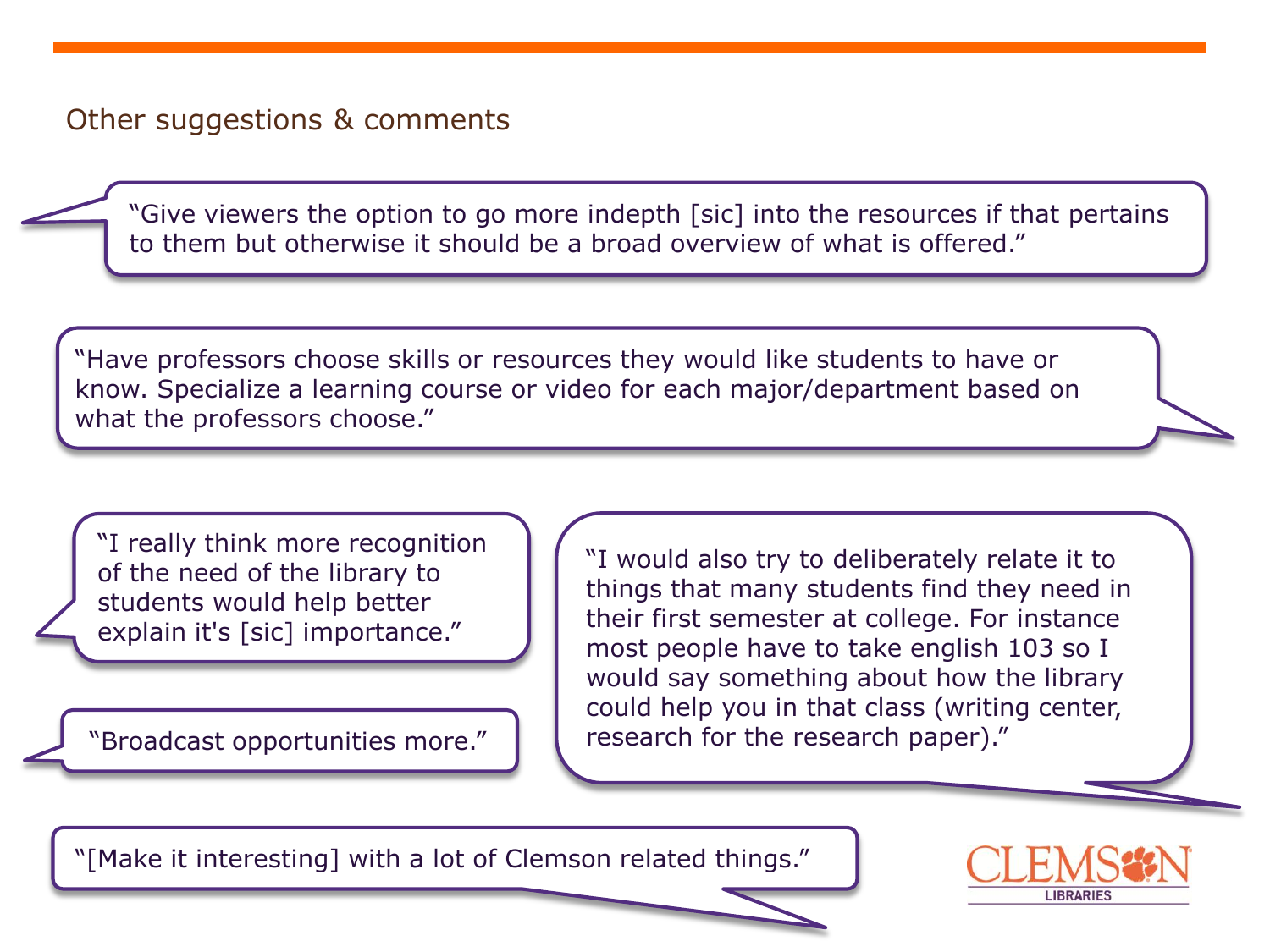## Other suggestions & comments

"Give viewers the option to go more indepth [sic] into the resources if that pertains to them but otherwise it should be a broad overview of what is offered."

"Have professors choose skills or resources they would like students to have or know. Specialize a learning course or video for each major/department based on what the professors choose."

"I really think more recognition of the need of the library to students would help better explain it's [sic] importance."

"Broadcast opportunities more."

"I would also try to deliberately relate it to things that many students find they need in their first semester at college. For instance most people have to take english 103 so I would say something about how the library could help you in that class (writing center, research for the research paper)."

"[Make it interesting] with a lot of Clemson related things."

CLEMSON LIBRARIES